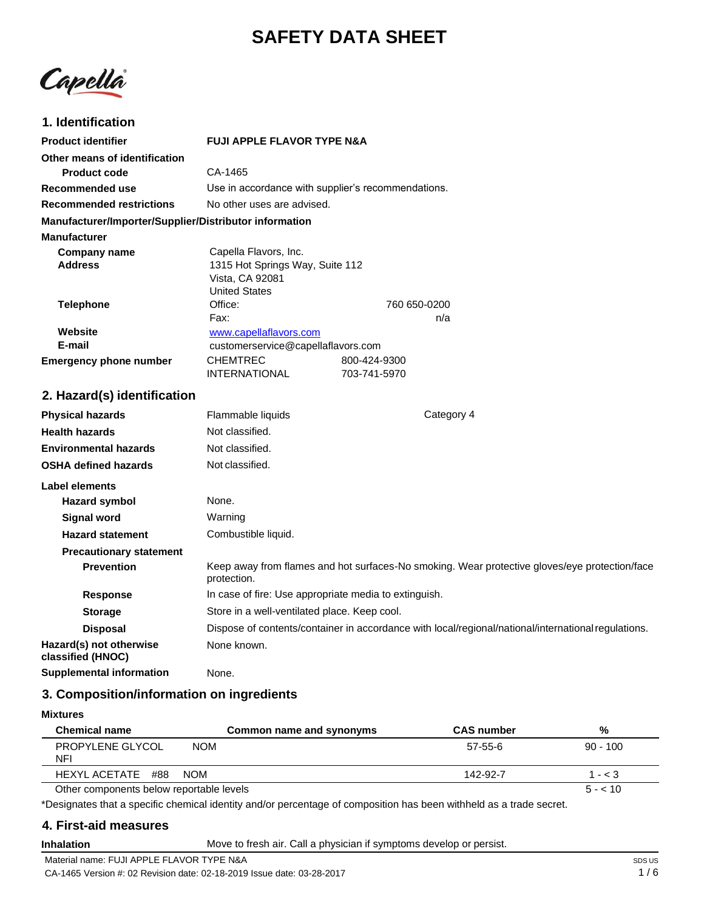# SAFETY DATA SHEET

Capella®

## 1. Identification

| | |
|---|---|
| **Product identifier** | **FUJI APPLE FLAVOR TYPE N&A** |
| **Other means of identification** | |
| **Product code** | CA-1465 |
| **Recommended use** | Use in accordance with supplier's recommendations. |
| **Recommended restrictions** | No other uses are advised. |

**Manufacturer/Importer/Supplier/Distributor information**

**Manufacturer**

| | | |
|---|---|---|
| **Company name** | Capella Flavors, Inc. | |
| **Address** | 1315 Hot Springs Way, Suite 112<br>Vista, CA 92081<br>United States | |
| **Telephone** | Office: | 760 650-0200 |
| | Fax: | n/a |
| **Website** | www.capellaflavors.com | |
| **E-mail** | customerservice@capellaflavors.com | |
| **Emergency phone number** | CHEMTREC | 800-424-9300 |
| | INTERNATIONAL | 703-741-5970 |

## 2. Hazard(s) identification

| | | |
|---|---|---|
| **Physical hazards** | Flammable liquids | Category 4 |
| **Health hazards** | Not classified. | |
| **Environmental hazards** | Not classified. | |
| **OSHA defined hazards** | Not classified. | |

**Label elements**

| | |
|---|---|
| **Hazard symbol** | None. |
| **Signal word** | Warning |
| **Hazard statement** | Combustible liquid. |
| **Precautionary statement** | |
| **Prevention** | Keep away from flames and hot surfaces-No smoking. Wear protective gloves/eye protection/face protection. |
| **Response** | In case of fire: Use appropriate media to extinguish. |
| **Storage** | Store in a well-ventilated place. Keep cool. |
| **Disposal** | Dispose of contents/container in accordance with local/regional/national/international regulations. |
| **Hazard(s) not otherwise classified (HNOC)** | None known. |
| **Supplemental information** | None. |

## 3. Composition/information on ingredients

**Mixtures**

| Chemical name | Common name and synonyms | CAS number | % |
|---|---|---|---|
| PROPYLENE GLYCOL NFI | NOM | 57-55-6 | 90 - 100 |
| HEXYL ACETATE #88 | NOM | 142-92-7 | 1 - < 3 |
| Other components below reportable levels | | | 5 - < 10 |

*Designates that a specific chemical identity and/or percentage of composition has been withheld as a trade secret.

## 4. First-aid measures

| | |
|---|---|
| **Inhalation** | Move to fresh air. Call a physician if symptoms develop or persist. |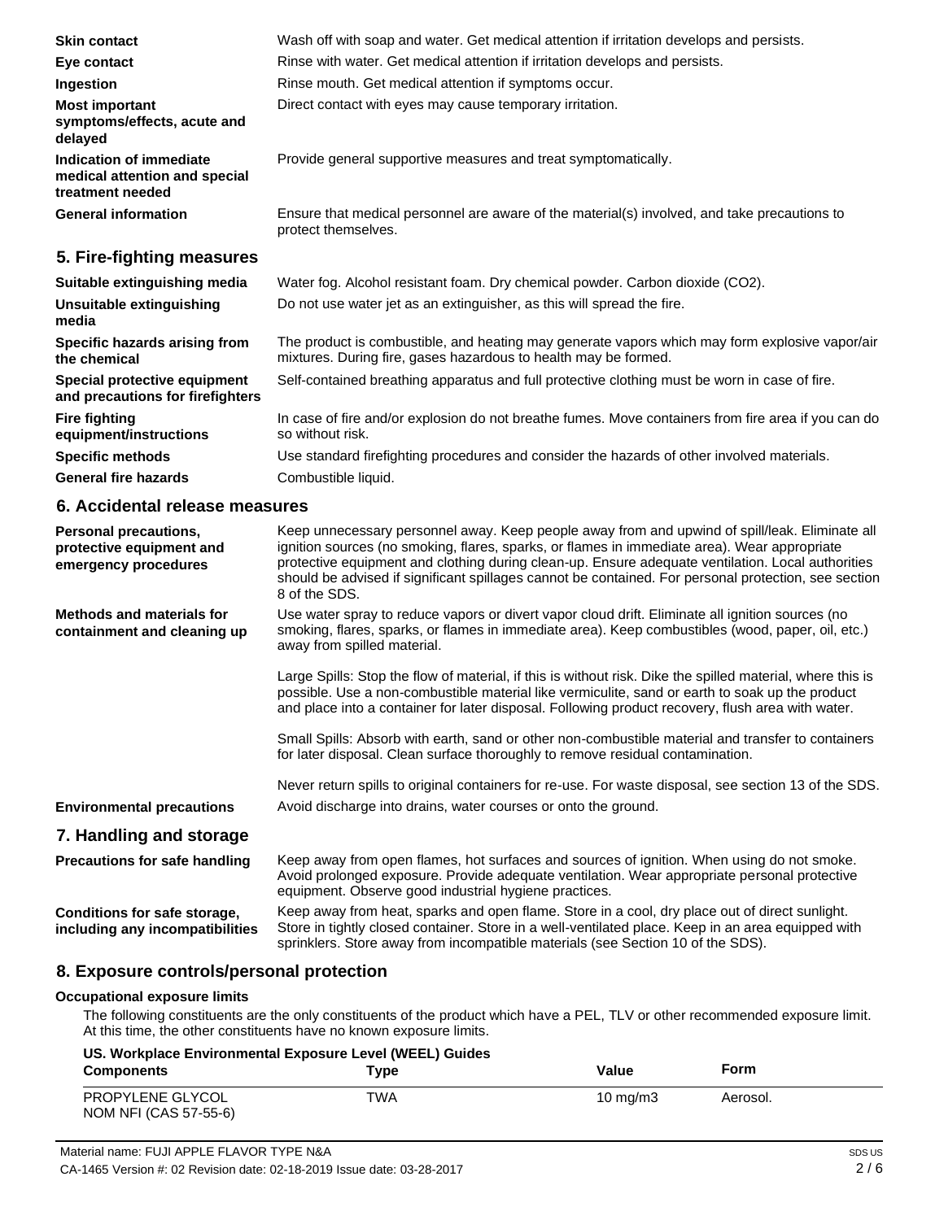| | |
|---|---|
| **Skin contact** | Wash off with soap and water. Get medical attention if irritation develops and persists. |
| **Eye contact** | Rinse with water. Get medical attention if irritation develops and persists. |
| **Ingestion** | Rinse mouth. Get medical attention if symptoms occur. |
| **Most important symptoms/effects, acute and delayed** | Direct contact with eyes may cause temporary irritation. |
| **Indication of immediate medical attention and special treatment needed** | Provide general supportive measures and treat symptomatically. |
| **General information** | Ensure that medical personnel are aware of the material(s) involved, and take precautions to protect themselves. |

## 5. Fire-fighting measures

| | |
|---|---|
| **Suitable extinguishing media** | Water fog. Alcohol resistant foam. Dry chemical powder. Carbon dioxide ($CO_2$). |
| **Unsuitable extinguishing media** | Do not use water jet as an extinguisher, as this will spread the fire. |
| **Specific hazards arising from the chemical** | The product is combustible, and heating may generate vapors which may form explosive vapor/air mixtures. During fire, gases hazardous to health may be formed. |
| **Special protective equipment and precautions for firefighters** | Self-contained breathing apparatus and full protective clothing must be worn in case of fire. |
| **Fire fighting equipment/instructions** | In case of fire and/or explosion do not breathe fumes. Move containers from fire area if you can do so without risk. |
| **Specific methods** | Use standard firefighting procedures and consider the hazards of other involved materials. |
| **General fire hazards** | Combustible liquid. |

## 6. Accidental release measures

**Personal precautions, protective equipment and emergency procedures**

Keep unnecessary personnel away. Keep people away from and upwind of spill/leak. Eliminate all ignition sources (no smoking, flares, sparks, or flames in immediate area). Wear appropriate protective equipment and clothing during clean-up. Ensure adequate ventilation. Local authorities should be advised if significant spillages cannot be contained. For personal protection, see section 8 of the SDS.

**Methods and materials for containment and cleaning up**

Use water spray to reduce vapors or divert vapor cloud drift. Eliminate all ignition sources (no smoking, flares, sparks, or flames in immediate area). Keep combustibles (wood, paper, oil, etc.) away from spilled material.

Large Spills: Stop the flow of material, if this is without risk. Dike the spilled material, where this is possible. Use a non-combustible material like vermiculite, sand or earth to soak up the product and place into a container for later disposal. Following product recovery, flush area with water.

Small Spills: Absorb with earth, sand or other non-combustible material and transfer to containers for later disposal. Clean surface thoroughly to remove residual contamination.

Never return spills to original containers for re-use. For waste disposal, see section 13 of the SDS.

**Environmental precautions**

Avoid discharge into drains, water courses or onto the ground.

## 7. Handling and storage

**Precautions for safe handling**

Keep away from open flames, hot surfaces and sources of ignition. When using do not smoke. Avoid prolonged exposure. Provide adequate ventilation. Wear appropriate personal protective equipment. Observe good industrial hygiene practices.

**Conditions for safe storage, including any incompatibilities**

Keep away from heat, sparks and open flame. Store in a cool, dry place out of direct sunlight. Store in tightly closed container. Store in a well-ventilated place. Keep in an area equipped with sprinklers. Store away from incompatible materials (see Section 10 of the SDS).

## 8. Exposure controls/personal protection

### Occupational exposure limits

The following constituents are the only constituents of the product which have a PEL, TLV or other recommended exposure limit. At this time, the other constituents have no known exposure limits.

**US. Workplace Environmental Exposure Level (WEEL) Guides**

| Components | Type | Value | Form |
|---|---|---|---|
| PROPYLENE GLYCOL NOM NFI (CAS 57-55-6) | TWA | 10 mg/m3 | Aerosol. |

Material name: FUJI APPLE FLAVOR TYPE N&A

CA-1465 Version #: 02 Revision date: 02-18-2019 Issue date: 03-28-2017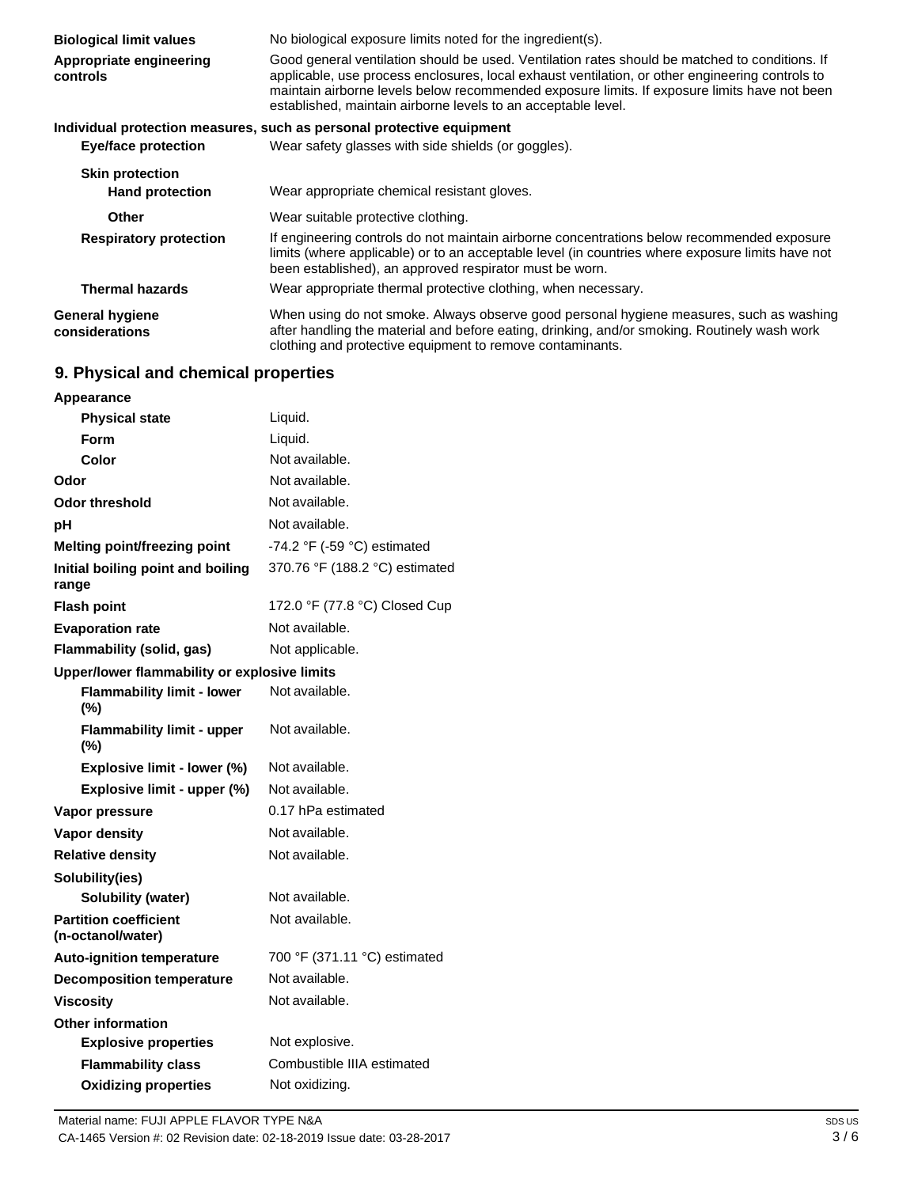**Biological limit values** No biological exposure limits noted for the ingredient(s).

**Appropriate engineering controls** Good general ventilation should be used. Ventilation rates should be matched to conditions. If applicable, use process enclosures, local exhaust ventilation, or other engineering controls to maintain airborne levels below recommended exposure limits. If exposure limits have not been established, maintain airborne levels to an acceptable level.

**Individual protection measures, such as personal protective equipment**

| | |
|---|---|
| **Eye/face protection** | Wear safety glasses with side shields (or goggles). |
| **Skin protection** | |
| **Hand protection** | Wear appropriate chemical resistant gloves. |
| **Other** | Wear suitable protective clothing. |
| **Respiratory protection** | If engineering controls do not maintain airborne concentrations below recommended exposure limits (where applicable) or to an acceptable level (in countries where exposure limits have not been established), an approved respirator must be worn. |
| **Thermal hazards** | Wear appropriate thermal protective clothing, when necessary. |

**General hygiene considerations** When using do not smoke. Always observe good personal hygiene measures, such as washing after handling the material and before eating, drinking, and/or smoking. Routinely wash work clothing and protective equipment to remove contaminants.

## 9. Physical and chemical properties

| | |
|---|---|
| **Appearance** | |
| **Physical state** | Liquid. |
| **Form** | Liquid. |
| **Color** | Not available. |
| **Odor** | Not available. |
| **Odor threshold** | Not available. |
| **pH** | Not available. |
| **Melting point/freezing point** | -74.2 °F (-59 °C) estimated |
| **Initial boiling point and boiling range** | 370.76 °F (188.2 °C) estimated |
| **Flash point** | 172.0 °F (77.8 °C) Closed Cup |
| **Evaporation rate** | Not available. |
| **Flammability (solid, gas)** | Not applicable. |
| **Upper/lower flammability or explosive limits** | |
| **Flammability limit - lower (%)** | Not available. |
| **Flammability limit - upper (%)** | Not available. |
| **Explosive limit - lower (%)** | Not available. |
| **Explosive limit - upper (%)** | Not available. |
| **Vapor pressure** | 0.17 hPa estimated |
| **Vapor density** | Not available. |
| **Relative density** | Not available. |
| **Solubility(ies)** | |
| **Solubility (water)** | Not available. |
| **Partition coefficient (n-octanol/water)** | Not available. |
| **Auto-ignition temperature** | 700 °F (371.11 °C) estimated |
| **Decomposition temperature** | Not available. |
| **Viscosity** | Not available. |
| **Other information** | |
| **Explosive properties** | Not explosive. |
| **Flammability class** | Combustible IIIA estimated |
| **Oxidizing properties** | Not oxidizing. |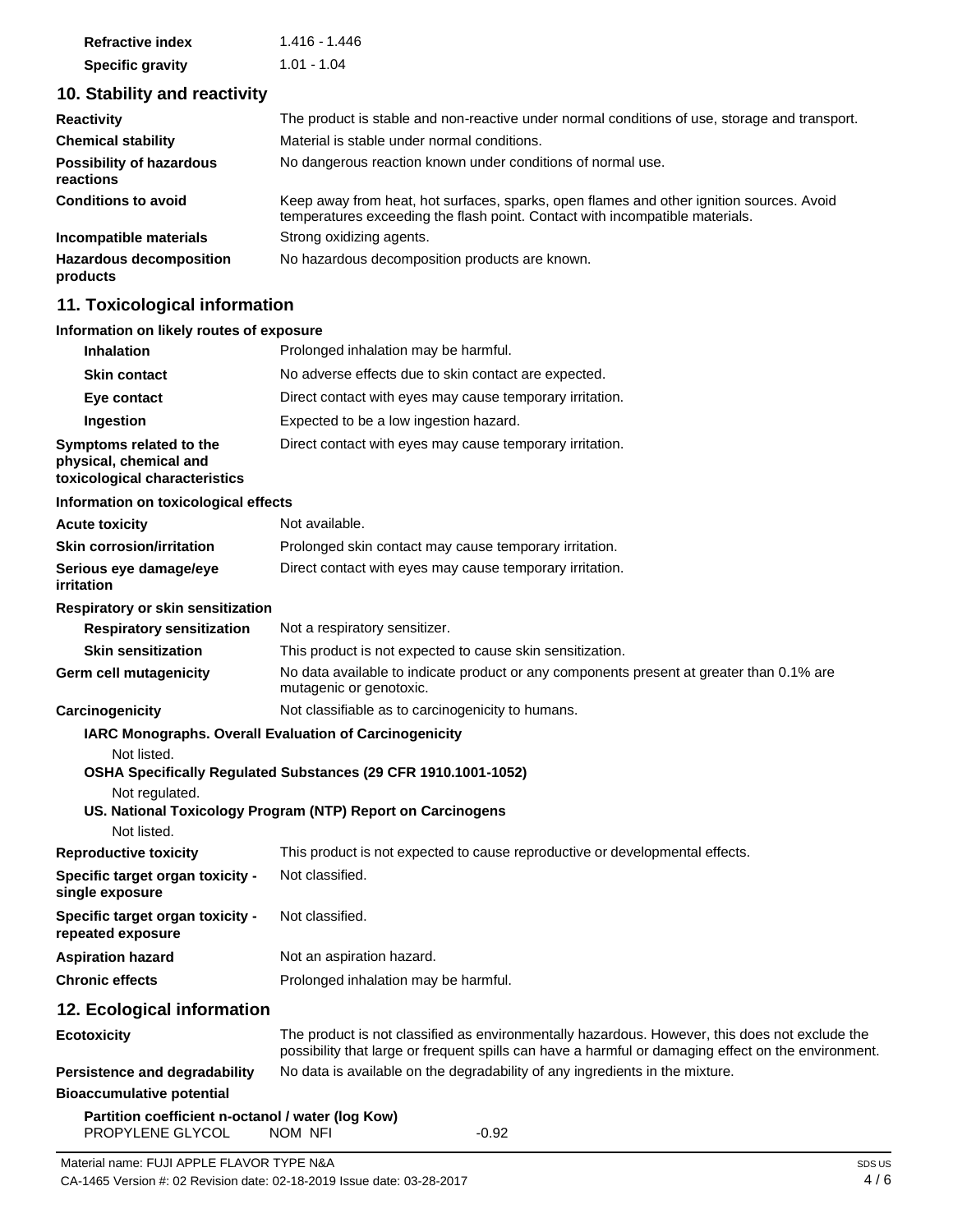| | |
|---|---|
| **Refractive index** | 1.416 - 1.446 |
| **Specific gravity** | 1.01 - 1.04 |

## 10. Stability and reactivity

| | |
|---|---|
| **Reactivity** | The product is stable and non-reactive under normal conditions of use, storage and transport. |
| **Chemical stability** | Material is stable under normal conditions. |
| **Possibility of hazardous reactions** | No dangerous reaction known under conditions of normal use. |
| **Conditions to avoid** | Keep away from heat, hot surfaces, sparks, open flames and other ignition sources. Avoid temperatures exceeding the flash point. Contact with incompatible materials. |
| **Incompatible materials** | Strong oxidizing agents. |
| **Hazardous decomposition products** | No hazardous decomposition products are known. |

## 11. Toxicological information

**Information on likely routes of exposure**

| | |
|---|---|
| **Inhalation** | Prolonged inhalation may be harmful. |
| **Skin contact** | No adverse effects due to skin contact are expected. |
| **Eye contact** | Direct contact with eyes may cause temporary irritation. |
| **Ingestion** | Expected to be a low ingestion hazard. |
| **Symptoms related to the physical, chemical and toxicological characteristics** | Direct contact with eyes may cause temporary irritation. |

**Information on toxicological effects**

| | |
|---|---|
| **Acute toxicity** | Not available. |
| **Skin corrosion/irritation** | Prolonged skin contact may cause temporary irritation. |
| **Serious eye damage/eye irritation** | Direct contact with eyes may cause temporary irritation. |

**Respiratory or skin sensitization**

| | |
|---|---|
| **Respiratory sensitization** | Not a respiratory sensitizer. |
| **Skin sensitization** | This product is not expected to cause skin sensitization. |
| **Germ cell mutagenicity** | No data available to indicate product or any components present at greater than 0.1% are mutagenic or genotoxic. |
| **Carcinogenicity** | Not classifiable as to carcinogenicity to humans. |

**IARC Monographs. Overall Evaluation of Carcinogenicity**

Not listed.

**OSHA Specifically Regulated Substances (29 CFR 1910.1001-1052)**

Not regulated.

**US. National Toxicology Program (NTP) Report on Carcinogens**

Not listed.

| | |
|---|---|
| **Reproductive toxicity** | This product is not expected to cause reproductive or developmental effects. |
| **Specific target organ toxicity - single exposure** | Not classified. |
| **Specific target organ toxicity - repeated exposure** | Not classified. |
| **Aspiration hazard** | Not an aspiration hazard. |
| **Chronic effects** | Prolonged inhalation may be harmful. |

## 12. Ecological information

| | |
|---|---|
| **Ecotoxicity** | The product is not classified as environmentally hazardous. However, this does not exclude the possibility that large or frequent spills can have a harmful or damaging effect on the environment. |
| **Persistence and degradability** | No data is available on the degradability of any ingredients in the mixture. |

**Bioaccumulative potential**

**Partition coefficient n-octanol / water (log Kow)**

| | | |
|---|---|---|
| PROPYLENE GLYCOL | NOM NFI | -0.92 |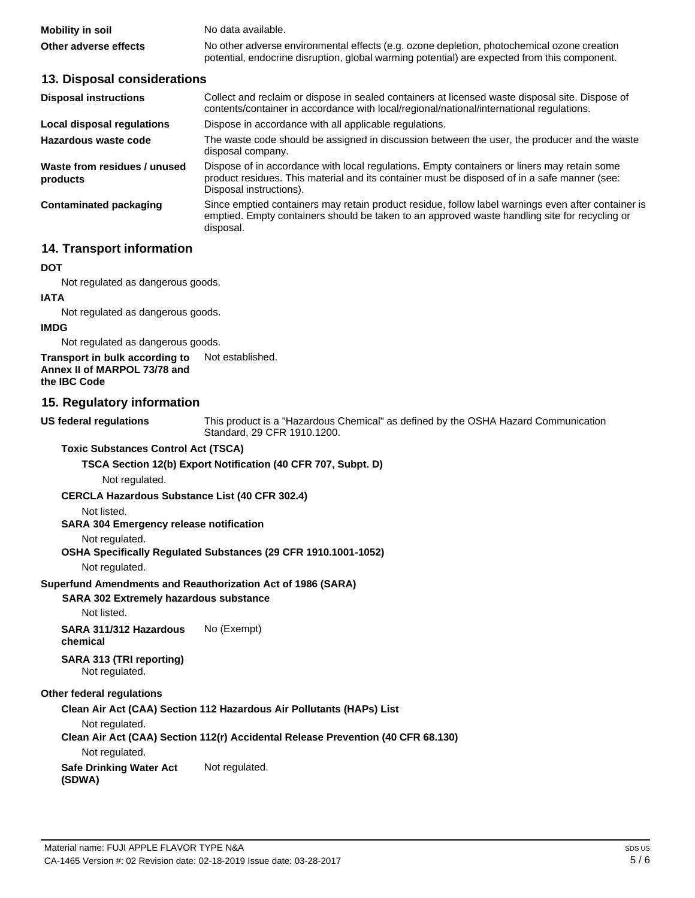**Mobility in soil** No data available.

**Other adverse effects** No other adverse environmental effects (e.g. ozone depletion, photochemical ozone creation potential, endocrine disruption, global warming potential) are expected from this component.

## 13. Disposal considerations

**Disposal instructions** Collect and reclaim or dispose in sealed containers at licensed waste disposal site. Dispose of contents/container in accordance with local/regional/national/international regulations.

**Local disposal regulations** Dispose in accordance with all applicable regulations.

**Hazardous waste code** The waste code should be assigned in discussion between the user, the producer and the waste disposal company.

**Waste from residues / unused products** Dispose of in accordance with local regulations. Empty containers or liners may retain some product residues. This material and its container must be disposed of in a safe manner (see: Disposal instructions).

**Contaminated packaging** Since emptied containers may retain product residue, follow label warnings even after container is emptied. Empty containers should be taken to an approved waste handling site for recycling or disposal.

## 14. Transport information

**DOT**

Not regulated as dangerous goods.

**IATA**

Not regulated as dangerous goods.

**IMDG**

Not regulated as dangerous goods.

**Transport in bulk according to Annex II of MARPOL 73/78 and the IBC Code** Not established.

## 15. Regulatory information

**US federal regulations** This product is a "Hazardous Chemical" as defined by the OSHA Hazard Communication Standard, 29 CFR 1910.1200.

**Toxic Substances Control Act (TSCA)**

**TSCA Section 12(b) Export Notification (40 CFR 707, Subpt. D)**

Not regulated.

**CERCLA Hazardous Substance List (40 CFR 302.4)**

Not listed.

**SARA 304 Emergency release notification**

Not regulated.

**OSHA Specifically Regulated Substances (29 CFR 1910.1001-1052)**

Not regulated.

**Superfund Amendments and Reauthorization Act of 1986 (SARA)**

**SARA 302 Extremely hazardous substance**

Not listed.

**SARA 311/312 Hazardous chemical** No (Exempt)

**SARA 313 (TRI reporting)**

Not regulated.

**Other federal regulations**

**Clean Air Act (CAA) Section 112 Hazardous Air Pollutants (HAPs) List**

Not regulated.

**Clean Air Act (CAA) Section 112(r) Accidental Release Prevention (40 CFR 68.130)**

Not regulated.

**Safe Drinking Water Act (SDWA)** Not regulated.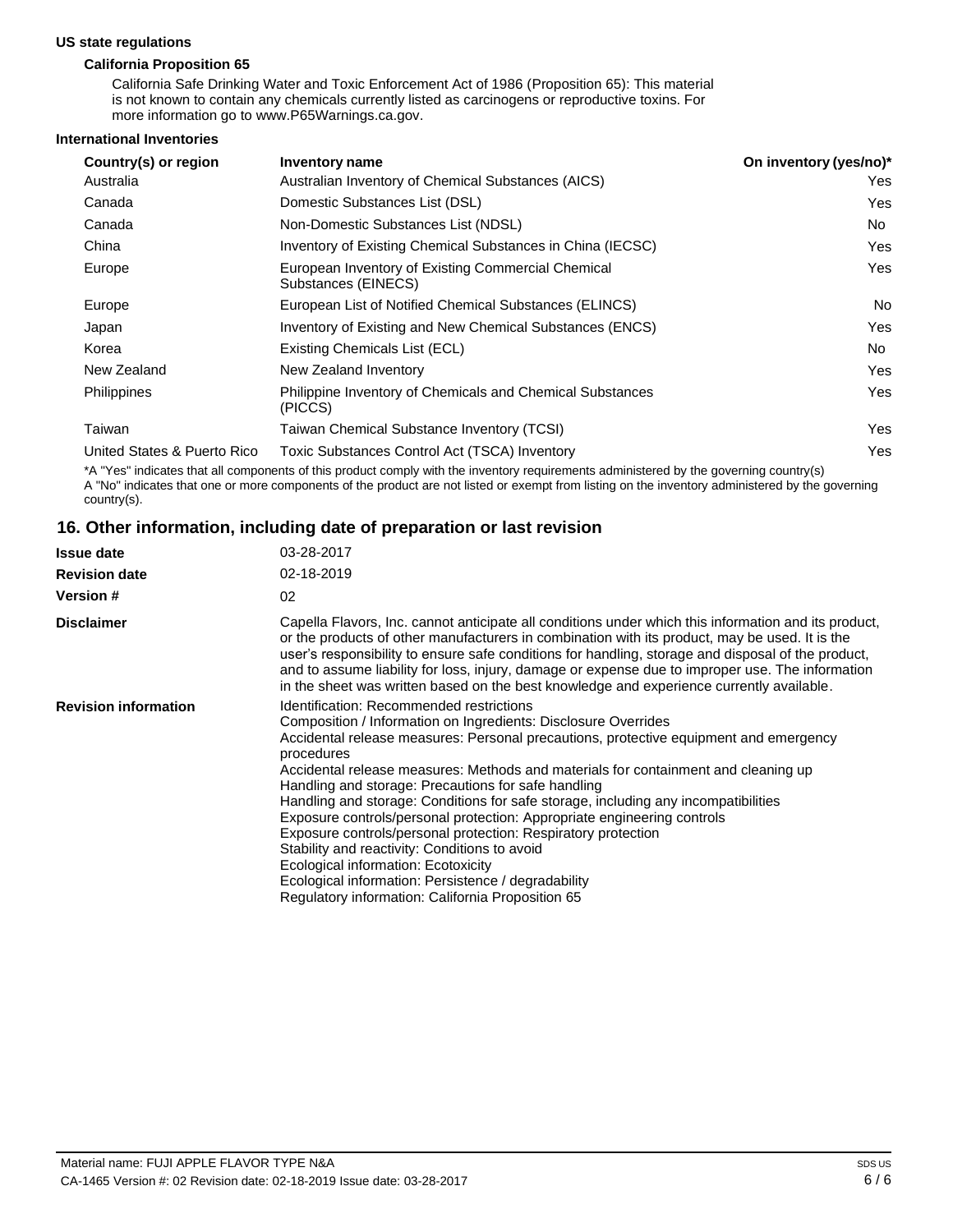**US state regulations**

**California Proposition 65**

California Safe Drinking Water and Toxic Enforcement Act of 1986 (Proposition 65): This material is not known to contain any chemicals currently listed as carcinogens or reproductive toxins. For more information go to www.P65Warnings.ca.gov.

**International Inventories**

| Country(s) or region | Inventory name | On inventory (yes/no)* |
|---|---|---|
| Australia | Australian Inventory of Chemical Substances (AICS) | Yes |
| Canada | Domestic Substances List (DSL) | Yes |
| Canada | Non-Domestic Substances List (NDSL) | No |
| China | Inventory of Existing Chemical Substances in China (IECSC) | Yes |
| Europe | European Inventory of Existing Commercial Chemical Substances (EINECS) | Yes |
| Europe | European List of Notified Chemical Substances (ELINCS) | No |
| Japan | Inventory of Existing and New Chemical Substances (ENCS) | Yes |
| Korea | Existing Chemicals List (ECL) | No |
| New Zealand | New Zealand Inventory | Yes |
| Philippines | Philippine Inventory of Chemicals and Chemical Substances (PICCS) | Yes |
| Taiwan | Taiwan Chemical Substance Inventory (TCSI) | Yes |
| United States & Puerto Rico | Toxic Substances Control Act (TSCA) Inventory | Yes |

*A "Yes" indicates that all components of this product comply with the inventory requirements administered by the governing country(s)
A "No" indicates that one or more components of the product are not listed or exempt from listing on the inventory administered by the governing country(s).

## 16. Other information, including date of preparation or last revision

**Issue date** 03-28-2017

**Revision date** 02-18-2019

**Version #** 02

**Disclaimer** Capella Flavors, Inc. cannot anticipate all conditions under which this information and its product, or the products of other manufacturers in combination with its product, may be used. It is the user's responsibility to ensure safe conditions for handling, storage and disposal of the product, and to assume liability for loss, injury, damage or expense due to improper use. The information in the sheet was written based on the best knowledge and experience currently available.

**Revision information**

Identification: Recommended restrictions
Composition / Information on Ingredients: Disclosure Overrides
Accidental release measures: Personal precautions, protective equipment and emergency procedures
Accidental release measures: Methods and materials for containment and cleaning up
Handling and storage: Precautions for safe handling
Handling and storage: Conditions for safe storage, including any incompatibilities
Exposure controls/personal protection: Appropriate engineering controls
Exposure controls/personal protection: Respiratory protection
Stability and reactivity: Conditions to avoid
Ecological information: Ecotoxicity
Ecological information: Persistence / degradability
Regulatory information: California Proposition 65